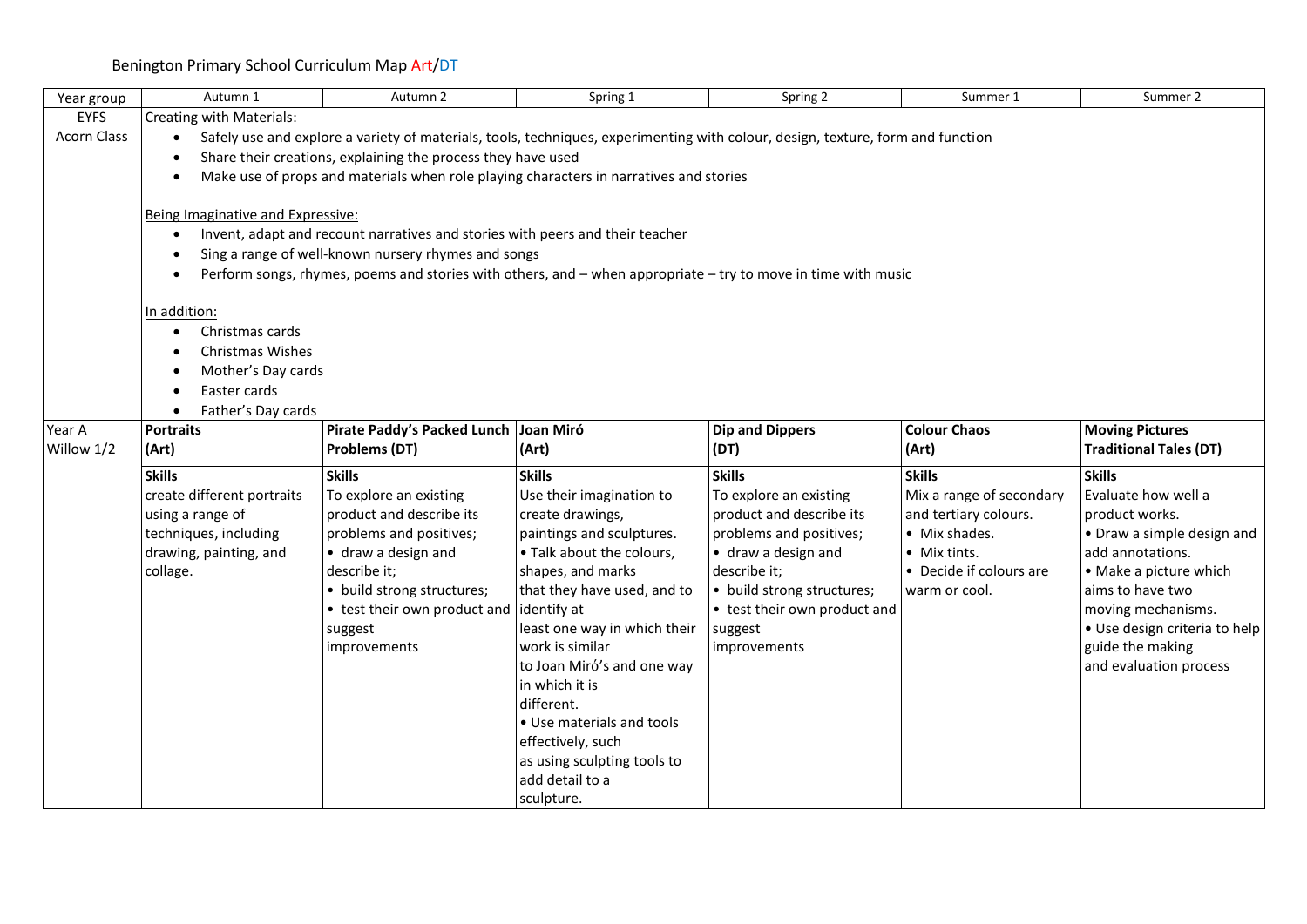# Benington Primary School Curriculum Map Art/DT

| Year group | Autumn 1 | Autumn 2 | Spring 1 | Spring 2 | Summer 1 | Summer 2 |
|---|---|---|---|---|---|---|
| EYFS Acorn Class | Creating with Materials:<br>• Safely use and explore a variety of materials, tools, techniques, experimenting with colour, design, texture, form and function<br>• Share their creations, explaining the process they have used<br>• Make use of props and materials when role playing characters in narratives and stories<br><br>Being Imaginative and Expressive:<br>• Invent, adapt and recount narratives and stories with peers and their teacher<br>• Sing a range of well-known nursery rhymes and songs<br>• Perform songs, rhymes, poems and stories with others, and – when appropriate – try to move in time with music<br><br>In addition:<br>• Christmas cards<br>• Christmas Wishes<br>• Mother's Day cards<br>• Easter cards<br>• Father's Day cards | | | | | |
| Year A Willow 1/2 | **Portraits (Art)** | **Pirate Paddy's Packed Lunch Problems (DT)** | **Joan Miró (Art)** | **Dip and Dippers (DT)** | **Colour Chaos (Art)** | **Moving Pictures Traditional Tales (DT)** |
| | **Skills**<br>create different portraits using a range of techniques, including drawing, painting, and collage. | **Skills**<br>To explore an existing product and describe its problems and positives;<br>• draw a design and describe it;<br>• build strong structures;<br>• test their own product and suggest improvements | **Skills**<br>Use their imagination to create drawings, paintings and sculptures.<br>• Talk about the colours, shapes, and marks that they have used, and to identify at least one way in which their work is similar to Joan Miró's and one way in which it is different.<br>• Use materials and tools effectively, such as using sculpting tools to add detail to a sculpture. | **Skills**<br>To explore an existing product and describe its problems and positives;<br>• draw a design and describe it;<br>• build strong structures;<br>• test their own product and suggest improvements | **Skills**<br>Mix a range of secondary and tertiary colours.<br>• Mix shades.<br>• Mix tints.<br>• Decide if colours are warm or cool. | **Skills**<br>Evaluate how well a product works.<br>• Draw a simple design and add annotations.<br>• Make a picture which aims to have two moving mechanisms.<br>• Use design criteria to help guide the making and evaluation process |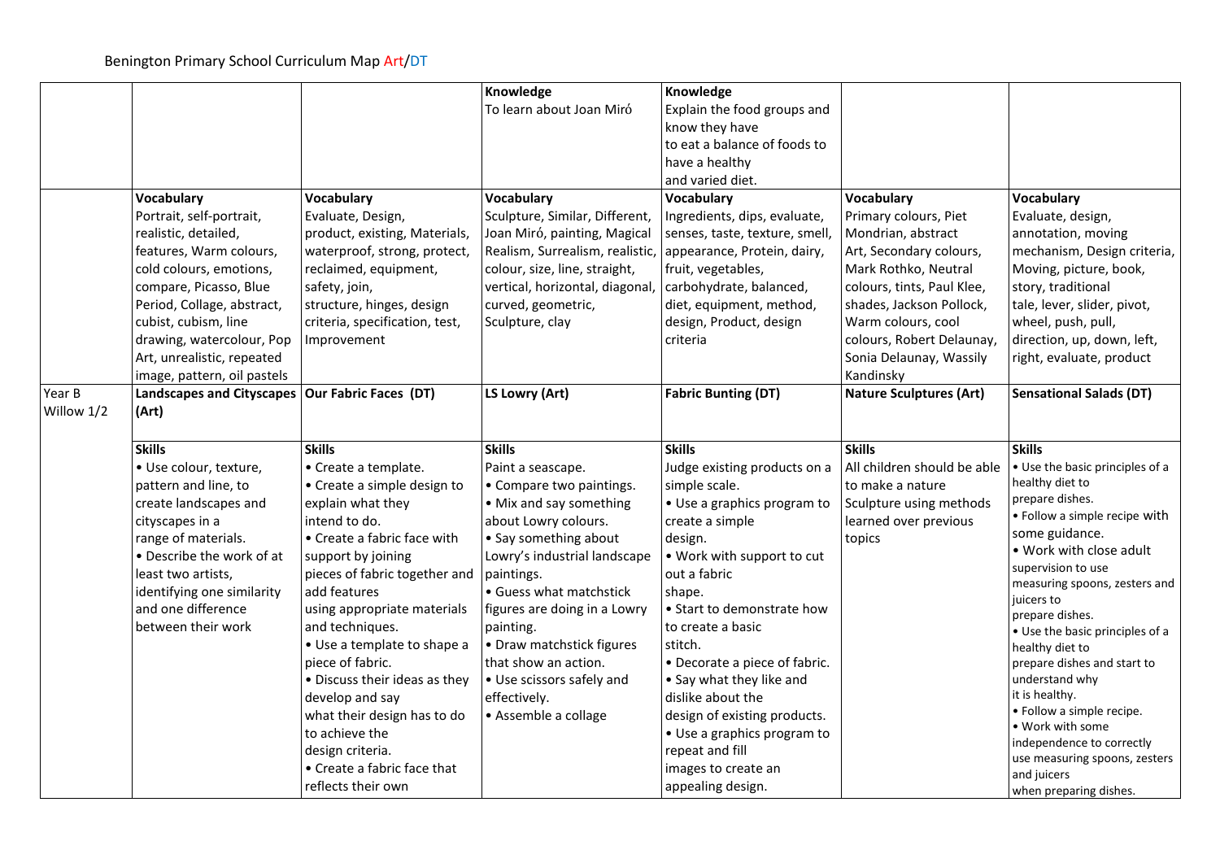Benington Primary School Curriculum Map Art/DT

| | | | | | | |
|---|---|---|---|---|---|---|
| | | | **Knowledge**<br>To learn about Joan Miró | **Knowledge**<br>Explain the food groups and know they have to eat a balance of foods to have a healthy and varied diet. | | |
| | **Vocabulary**<br>Portrait, self-portrait, realistic, detailed, features, Warm colours, cold colours, emotions, compare, Picasso, Blue Period, Collage, abstract, cubist, cubism, line drawing, watercolour, Pop Art, unrealistic, repeated image, pattern, oil pastels | **Vocabulary**<br>Evaluate, Design, product, existing, Materials, waterproof, strong, protect, reclaimed, equipment, safety, join, structure, hinges, design criteria, specification, test, Improvement | **Vocabulary**<br>Sculpture, Similar, Different, Joan Miró, painting, Magical Realism, Surrealism, realistic, colour, size, line, straight, vertical, horizontal, diagonal, curved, geometric, Sculpture, clay | **Vocabulary**<br>Ingredients, dips, evaluate, senses, taste, texture, smell, appearance, Protein, dairy, fruit, vegetables, carbohydrate, balanced, diet, equipment, method, design, Product, design criteria | **Vocabulary**<br>Primary colours, Piet Mondrian, abstract Art, Secondary colours, Mark Rothko, Neutral colours, tints, Paul Klee, shades, Jackson Pollock, Warm colours, cool colours, Robert Delaunay, Sonia Delaunay, Wassily Kandinsky | **Vocabulary**<br>Evaluate, design, annotation, moving mechanism, Design criteria, Moving, picture, book, story, traditional tale, lever, slider, pivot, wheel, push, pull, direction, up, down, left, right, evaluate, product |
| Year B Willow 1/2 | **Landscapes and Cityscapes (Art)** | **Our Fabric Faces (DT)** | **LS Lowry (Art)** | **Fabric Bunting (DT)** | **Nature Sculptures (Art)** | **Sensational Salads (DT)** |
| | **Skills**<br>• Use colour, texture, pattern and line, to create landscapes and cityscapes in a range of materials.<br>• Describe the work of at least two artists, identifying one similarity and one difference between their work | **Skills**<br>• Create a template.<br>• Create a simple design to explain what they intend to do.<br>• Create a fabric face with support by joining pieces of fabric together and add features using appropriate materials and techniques.<br>• Use a template to shape a piece of fabric.<br>• Discuss their ideas as they develop and say what their design has to do to achieve the design criteria.<br>• Create a fabric face that reflects their own | **Skills**<br>Paint a seascape.<br>• Compare two paintings.<br>• Mix and say something about Lowry colours.<br>• Say something about Lowry's industrial landscape paintings.<br>• Guess what matchstick figures are doing in a Lowry painting.<br>• Draw matchstick figures that show an action.<br>• Use scissors safely and effectively.<br>• Assemble a collage | **Skills**<br>Judge existing products on a simple scale.<br>• Use a graphics program to create a simple design.<br>• Work with support to cut out a fabric shape.<br>• Start to demonstrate how to create a basic stitch.<br>• Decorate a piece of fabric.<br>• Say what they like and dislike about the design of existing products.<br>• Use a graphics program to repeat and fill images to create an appealing design. | **Skills**<br>All children should be able to make a nature Sculpture using methods learned over previous topics | **Skills**<br>• Use the basic principles of a healthy diet to prepare dishes.<br>• Follow a simple recipe with some guidance.<br>• Work with close adult supervision to use measuring spoons, zesters and juicers to prepare dishes.<br>• Use the basic principles of a healthy diet to prepare dishes and start to understand why it is healthy.<br>• Follow a simple recipe.<br>• Work with some independence to correctly use measuring spoons, zesters and juicers when preparing dishes. |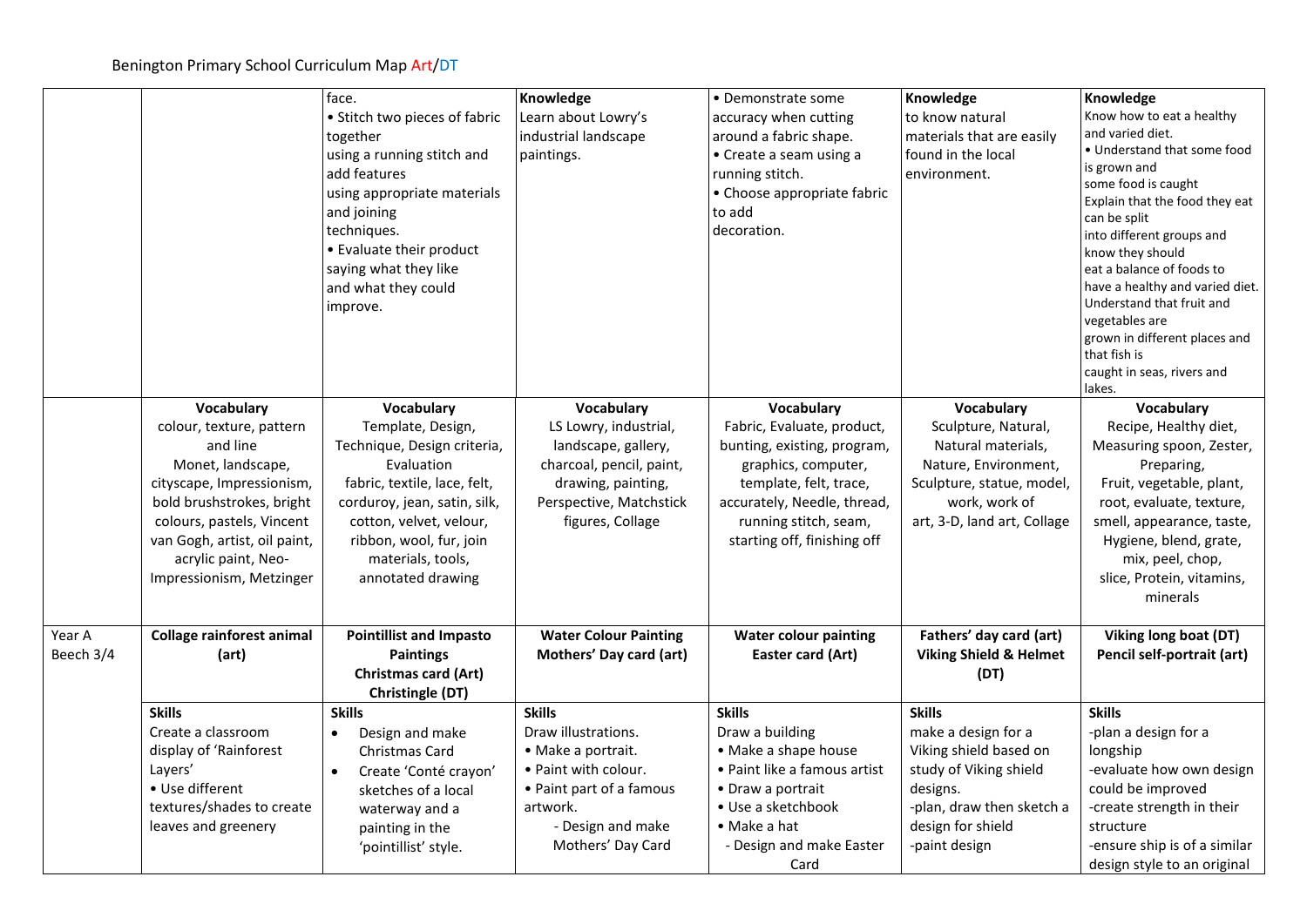Benington Primary School Curriculum Map Art/DT

| | | | | | | |
|---|---|---|---|---|---|---|
| | | face.<br>• Stitch two pieces of fabric together using a running stitch and add features using appropriate materials and joining techniques.<br>• Evaluate their product saying what they like and what they could improve. | **Knowledge**<br>Learn about Lowry's industrial landscape paintings. | • Demonstrate some accuracy when cutting around a fabric shape.<br>• Create a seam using a running stitch.<br>• Choose appropriate fabric to add decoration. | **Knowledge**<br>to know natural materials that are easily found in the local environment. | **Knowledge**<br>Know how to eat a healthy and varied diet.<br>• Understand that some food is grown and some food is caught<br>Explain that the food they eat can be split into different groups and know they should eat a balance of foods to have a healthy and varied diet.<br>Understand that fruit and vegetables are grown in different places and that fish is caught in seas, rivers and lakes. |
| | **Vocabulary**<br>colour, texture, pattern and line<br>Monet, landscape, cityscape, Impressionism, bold brushstrokes, bright colours, pastels, Vincent van Gogh, artist, oil paint, acrylic paint, Neo-Impressionism, Metzinger | **Vocabulary**<br>Template, Design, Technique, Design criteria, Evaluation<br>fabric, textile, lace, felt, corduroy, jean, satin, silk, cotton, velvet, velour, ribbon, wool, fur, join materials, tools, annotated drawing | **Vocabulary**<br>LS Lowry, industrial, landscape, gallery, charcoal, pencil, paint, drawing, painting, Perspective, Matchstick figures, Collage | **Vocabulary**<br>Fabric, Evaluate, product, bunting, existing, program, graphics, computer, template, felt, trace, accurately, Needle, thread, running stitch, seam, starting off, finishing off | **Vocabulary**<br>Sculpture, Natural, Natural materials, Nature, Environment, Sculpture, statue, model, work, work of art, 3-D, land art, Collage | **Vocabulary**<br>Recipe, Healthy diet, Measuring spoon, Zester, Preparing,<br>Fruit, vegetable, plant, root, evaluate, texture, smell, appearance, taste, Hygiene, blend, grate, mix, peel, chop, slice, Protein, vitamins, minerals |
| Year A Beech 3/4 | **Collage rainforest animal (art)** | **Pointillist and Impasto Paintings**<br>**Christmas card (Art)**<br>**Christingle (DT)** | **Water Colour Painting**<br>**Mothers' Day card (art)** | **Water colour painting**<br>**Easter card (Art)** | **Fathers' day card (art)**<br>**Viking Shield & Helmet (DT)** | **Viking long boat (DT)**<br>**Pencil self-portrait (art)** |
| | **Skills**<br>Create a classroom display of 'Rainforest Layers'<br>• Use different textures/shades to create leaves and greenery | **Skills**<br>• Design and make Christmas Card<br>• Create 'Conté crayon' sketches of a local waterway and a painting in the 'pointillist' style. | **Skills**<br>Draw illustrations.<br>• Make a portrait.<br>• Paint with colour.<br>• Paint part of a famous artwork.<br>- Design and make Mothers' Day Card | **Skills**<br>Draw a building<br>• Make a shape house<br>• Paint like a famous artist<br>• Draw a portrait<br>• Use a sketchbook<br>• Make a hat<br>- Design and make Easter Card | **Skills**<br>make a design for a Viking shield based on study of Viking shield designs.<br>-plan, draw then sketch a design for shield<br>-paint design | **Skills**<br>-plan a design for a longship<br>-evaluate how own design could be improved<br>-create strength in their structure<br>-ensure ship is of a similar design style to an original |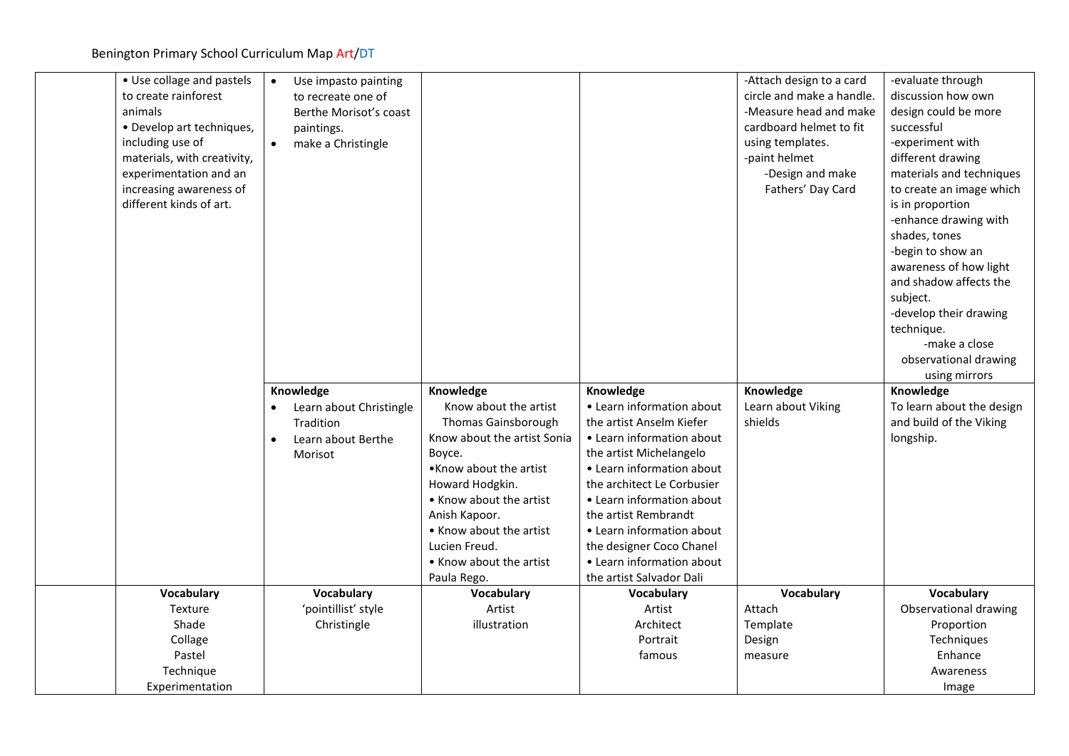Benington Primary School Curriculum Map Art/DT

| | | | | | | |
|---|---|---|---|---|---|---|
| | • Use collage and pastels to create rainforest animals<br>• Develop art techniques, including use of materials, with creativity, experimentation and an increasing awareness of different kinds of art. | • Use impasto painting to recreate one of Berthe Morisot's coast paintings.<br>• make a Christingle | | | -Attach design to a card circle and make a handle.<br>-Measure head and make cardboard helmet to fit using templates.<br>-paint helmet<br>-Design and make Fathers' Day Card | -evaluate through discussion how own design could be more successful<br>-experiment with different drawing materials and techniques to create an image which is in proportion<br>-enhance drawing with shades, tones<br>-begin to show an awareness of how light and shadow affects the subject.<br>-develop their drawing technique.<br>-make a close observational drawing using mirrors |
| | | **Knowledge**<br>• Learn about Christingle Tradition<br>• Learn about Berthe Morisot | **Knowledge**<br>Know about the artist Thomas Gainsborough<br>Know about the artist Sonia Boyce.<br>•Know about the artist Howard Hodgkin.<br>• Know about the artist Anish Kapoor.<br>• Know about the artist Lucien Freud.<br>• Know about the artist Paula Rego. | **Knowledge**<br>• Learn information about the artist Anselm Kiefer<br>• Learn information about the artist Michelangelo<br>• Learn information about the architect Le Corbusier<br>• Learn information about the artist Rembrandt<br>• Learn information about the designer Coco Chanel<br>• Learn information about the artist Salvador Dali | **Knowledge**<br>Learn about Viking shields | **Knowledge**<br>To learn about the design and build of the Viking longship. |
| | **Vocabulary**<br>Texture<br>Shade<br>Collage<br>Pastel<br>Technique<br>Experimentation | **Vocabulary**<br>'pointillist' style<br>Christingle | **Vocabulary**<br>Artist<br>illustration | **Vocabulary**<br>Artist<br>Architect<br>Portrait<br>famous | **Vocabulary**<br>Attach<br>Template<br>Design<br>measure | **Vocabulary**<br>Observational drawing<br>Proportion<br>Techniques<br>Enhance<br>Awareness<br>Image |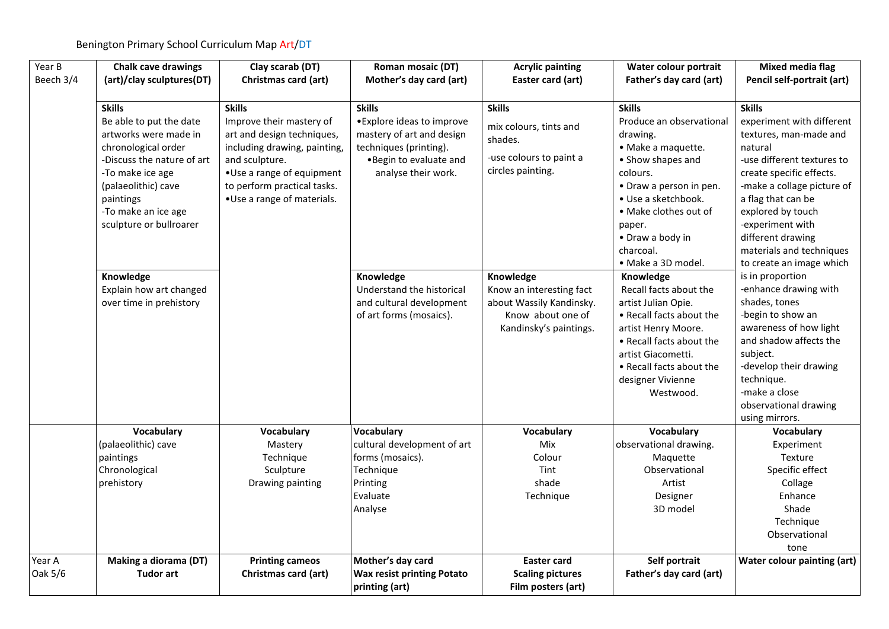Benington Primary School Curriculum Map Art/DT

| Year B Beech 3/4 | Chalk cave drawings (art)/clay sculptures(DT) | Clay scarab (DT) Christmas card (art) | Roman mosaic (DT) Mother's day card (art) | Acrylic painting Easter card (art) | Water colour portrait Father's day card (art) | Mixed media flag Pencil self-portrait (art) |
|---|---|---|---|---|---|---|
| | **Skills**<br>Be able to put the date artworks were made in chronological order<br>-Discuss the nature of art<br>-To make ice age (palaeolithic) cave paintings<br>-To make an ice age sculpture or bullroarer | **Skills**<br>Improve their mastery of art and design techniques, including drawing, painting, and sculpture.<br>•Use a range of equipment to perform practical tasks.<br>•Use a range of materials. | **Skills**<br>•Explore ideas to improve mastery of art and design techniques (printing).<br>•Begin to evaluate and analyse their work. | **Skills**<br>mix colours, tints and shades.<br>-use colours to paint a circles painting. | **Skills**<br>Produce an observational drawing.<br>• Make a maquette.<br>• Show shapes and colours.<br>• Draw a person in pen.<br>• Use a sketchbook.<br>• Make clothes out of paper.<br>• Draw a body in charcoal.<br>• Make a 3D model. | **Skills**<br>experiment with different textures, man-made and natural<br>-use different textures to create specific effects.<br>-make a collage picture of a flag that can be explored by touch<br>-experiment with different drawing materials and techniques to create an image which is in proportion<br>-enhance drawing with shades, tones<br>-begin to show an awareness of how light and shadow affects the subject.<br>-develop their drawing technique.<br>-make a close observational drawing using mirrors. |
| | **Knowledge**<br>Explain how art changed over time in prehistory | | **Knowledge**<br>Understand the historical and cultural development of art forms (mosaics). | **Knowledge**<br>Know an interesting fact about Wassily Kandinsky.<br>Know about one of Kandinsky's paintings. | **Knowledge**<br>Recall facts about the artist Julian Opie.<br>• Recall facts about the artist Henry Moore.<br>• Recall facts about the artist Giacometti.<br>• Recall facts about the designer Vivienne Westwood. | |
| | **Vocabulary**<br>(palaeolithic) cave paintings<br>Chronological<br>prehistory | **Vocabulary**<br>Mastery<br>Technique<br>Sculpture<br>Drawing painting | **Vocabulary**<br>cultural development of art forms (mosaics).<br>Technique<br>Printing<br>Evaluate<br>Analyse | **Vocabulary**<br>Mix<br>Colour<br>Tint<br>shade<br>Technique | **Vocabulary**<br>observational drawing.<br>Maquette<br>Observational<br>Artist<br>Designer<br>3D model | **Vocabulary**<br>Experiment<br>Texture<br>Specific effect<br>Collage<br>Enhance<br>Shade<br>Technique<br>Observational<br>tone |
| Year A Oak 5/6 | **Making a diorama (DT)**<br>**Tudor art** | **Printing cameos**<br>**Christmas card (art)** | **Mother's day card**<br>**Wax resist printing Potato printing (art)** | **Easter card**<br>**Scaling pictures**<br>**Film posters (art)** | **Self portrait**<br>**Father's day card (art)** | **Water colour painting (art)** |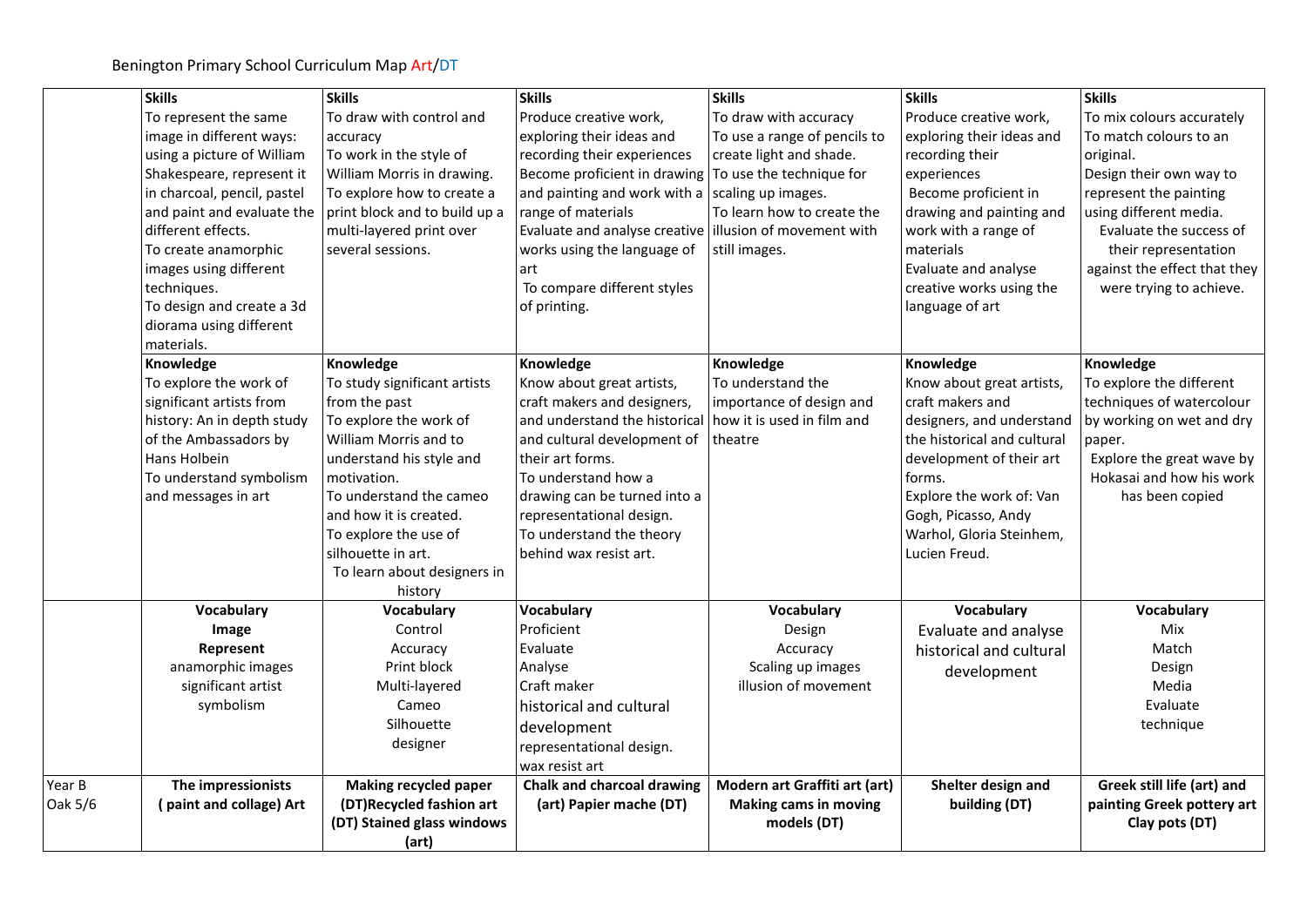Benington Primary School Curriculum Map Art/DT

| | | | | | | |
|---|---|---|---|---|---|---|
| | **Skills**<br>To represent the same image in different ways: using a picture of William Shakespeare, represent it in charcoal, pencil, pastel and paint and evaluate the different effects.<br>To create anamorphic images using different techniques.<br>To design and create a 3d diorama using different materials. | **Skills**<br>To draw with control and accuracy<br>To work in the style of William Morris in drawing.<br>To explore how to create a print block and to build up a multi-layered print over several sessions. | **Skills**<br>Produce creative work, exploring their ideas and recording their experiences<br>Become proficient in drawing and painting and work with a range of materials<br>Evaluate and analyse creative works using the language of art<br>To compare different styles of printing. | **Skills**<br>To draw with accuracy<br>To use a range of pencils to create light and shade.<br>To use the technique for scaling up images.<br>To learn how to create the illusion of movement with still images. | **Skills**<br>Produce creative work, exploring their ideas and recording their experiences<br>Become proficient in drawing and painting and work with a range of materials<br>Evaluate and analyse creative works using the language of art | **Skills**<br>To mix colours accurately<br>To match colours to an original.<br>Design their own way to represent the painting using different media.<br>Evaluate the success of their representation against the effect that they were trying to achieve. |
| | **Knowledge**<br>To explore the work of significant artists from history: An in depth study of the Ambassadors by Hans Holbein<br>To understand symbolism and messages in art | **Knowledge**<br>To study significant artists from the past<br>To explore the work of William Morris and to understand his style and motivation.<br>To understand the cameo and how it is created.<br>To explore the use of silhouette in art.<br>To learn about designers in history | **Knowledge**<br>Know about great artists, craft makers and designers, and understand the historical and cultural development of their art forms.<br>To understand how a drawing can be turned into a representational design.<br>To understand the theory behind wax resist art. | **Knowledge**<br>To understand the importance of design and how it is used in film and theatre | **Knowledge**<br>Know about great artists, craft makers and designers, and understand the historical and cultural development of their art forms.<br>Explore the work of: Van Gogh, Picasso, Andy Warhol, Gloria Steinhem, Lucien Freud. | **Knowledge**<br>To explore the different techniques of watercolour by working on wet and dry paper.<br>Explore the great wave by Hokasai and how his work has been copied |
| | **Vocabulary**<br>**Image**<br>**Represent**<br>anamorphic images<br>significant artist<br>symbolism | **Vocabulary**<br>Control<br>Accuracy<br>Print block<br>Multi-layered<br>Cameo<br>Silhouette<br>designer | **Vocabulary**<br>Proficient<br>Evaluate<br>Analyse<br>Craft maker<br>historical and cultural development<br>representational design.<br>wax resist art | **Vocabulary**<br>Design<br>Accuracy<br>Scaling up images<br>illusion of movement | **Vocabulary**<br>Evaluate and analyse historical and cultural development | **Vocabulary**<br>Mix<br>Match<br>Design<br>Media<br>Evaluate<br>technique |
| Year B<br>Oak 5/6 | **The impressionists ( paint and collage) Art** | **Making recycled paper (DT)Recycled fashion art (DT) Stained glass windows (art)** | **Chalk and charcoal drawing (art) Papier mache (DT)** | **Modern art Graffiti art (art) Making cams in moving models (DT)** | **Shelter design and building (DT)** | **Greek still life (art) and painting Greek pottery art Clay pots (DT)** |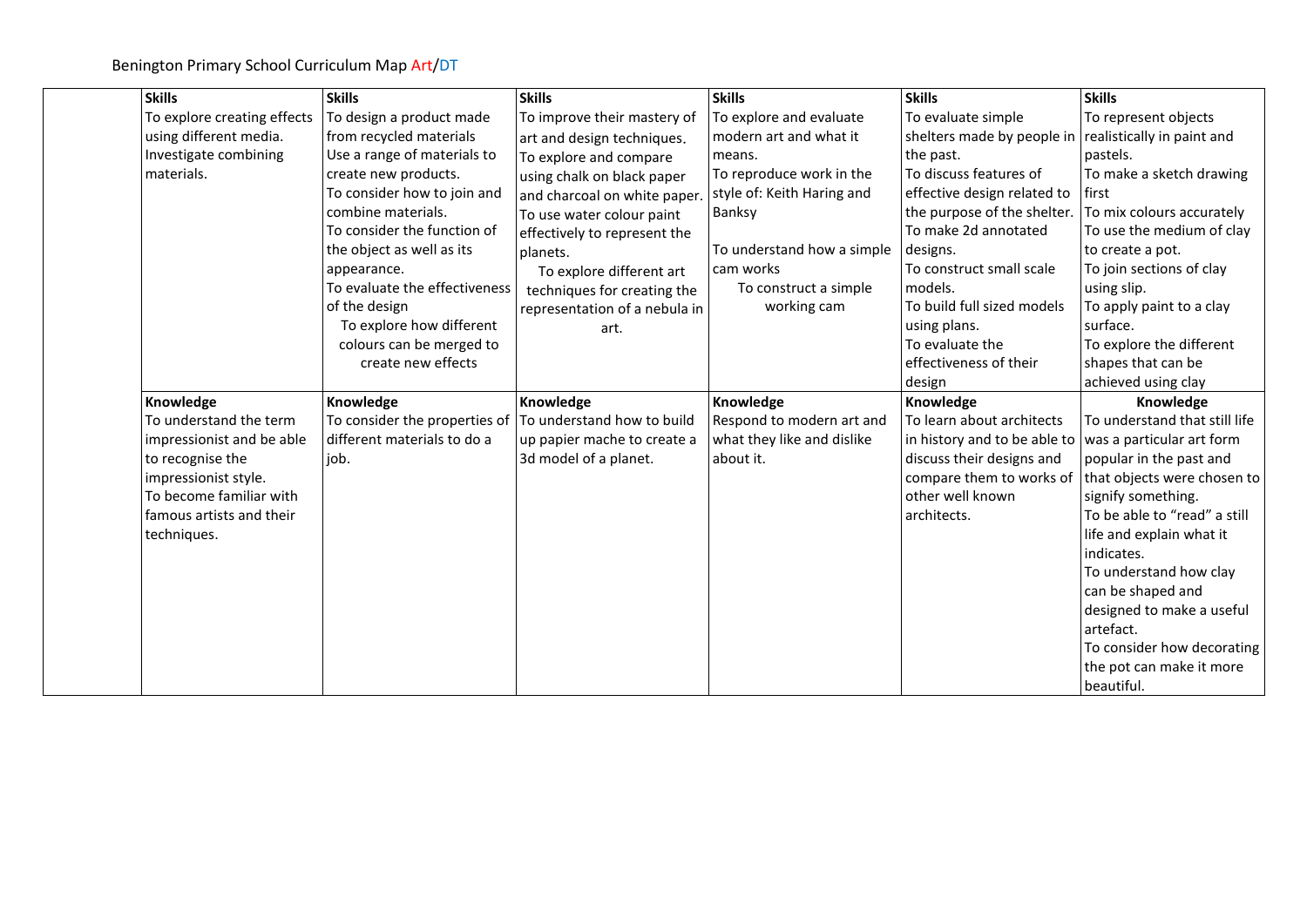Benington Primary School Curriculum Map Art/DT

| | | | | | | |
|---|---|---|---|---|---|---|
| | **Skills**<br>To explore creating effects using different media.<br>Investigate combining materials. | **Skills**<br>To design a product made from recycled materials<br>Use a range of materials to create new products.<br>To consider how to join and combine materials.<br>To consider the function of the object as well as its appearance.<br>To evaluate the effectiveness of the design<br>To explore how different colours can be merged to create new effects | **Skills**<br>To improve their mastery of art and design techniques.<br>To explore and compare using chalk on black paper and charcoal on white paper.<br>To use water colour paint effectively to represent the planets.<br>To explore different art techniques for creating the representation of a nebula in art. | **Skills**<br>To explore and evaluate modern art and what it means.<br>To reproduce work in the style of: Keith Haring and Banksy<br><br>To understand how a simple cam works<br>To construct a simple working cam | **Skills**<br>To evaluate simple shelters made by people in the past.<br>To discuss features of effective design related to the purpose of the shelter.<br>To make 2d annotated designs.<br>To construct small scale models.<br>To build full sized models using plans.<br>To evaluate the effectiveness of their design | **Skills**<br>To represent objects realistically in paint and pastels.<br>To make a sketch drawing first<br>To mix colours accurately<br>To use the medium of clay to create a pot.<br>To join sections of clay using slip.<br>To apply paint to a clay surface.<br>To explore the different shapes that can be achieved using clay |
| | **Knowledge**<br>To understand the term impressionist and be able to recognise the impressionist style.<br>To become familiar with famous artists and their techniques. | **Knowledge**<br>To consider the properties of different materials to do a job. | **Knowledge**<br>To understand how to build up papier mache to create a 3d model of a planet. | **Knowledge**<br>Respond to modern art and what they like and dislike about it. | **Knowledge**<br>To learn about architects in history and to be able to discuss their designs and compare them to works of other well known architects. | **Knowledge**<br>To understand that still life was a particular art form popular in the past and that objects were chosen to signify something.<br>To be able to "read" a still life and explain what it indicates.<br>To understand how clay can be shaped and designed to make a useful artefact.<br>To consider how decorating the pot can make it more beautiful. |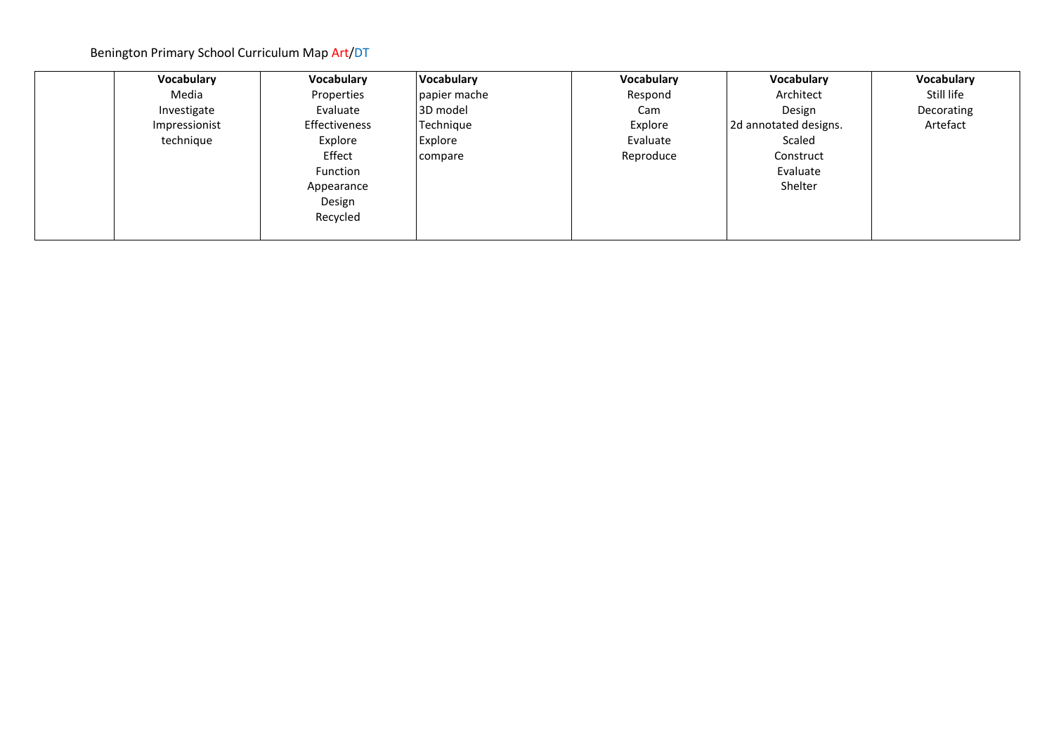Benington Primary School Curriculum Map Art/DT

| | | | | | | |
|---|---|---|---|---|---|---|
| | **Vocabulary**<br>Media<br>Investigate<br>Impressionist<br>technique | **Vocabulary**<br>Properties<br>Evaluate<br>Effectiveness<br>Explore<br>Effect<br>Function<br>Appearance<br>Design<br>Recycled | **Vocabulary**<br>papier mache<br>3D model<br>Technique<br>Explore<br>compare | **Vocabulary**<br>Respond<br>Cam<br>Explore<br>Evaluate<br>Reproduce | **Vocabulary**<br>Architect<br>Design<br>2d annotated designs.<br>Scaled<br>Construct<br>Evaluate<br>Shelter | **Vocabulary**<br>Still life<br>Decorating<br>Artefact |